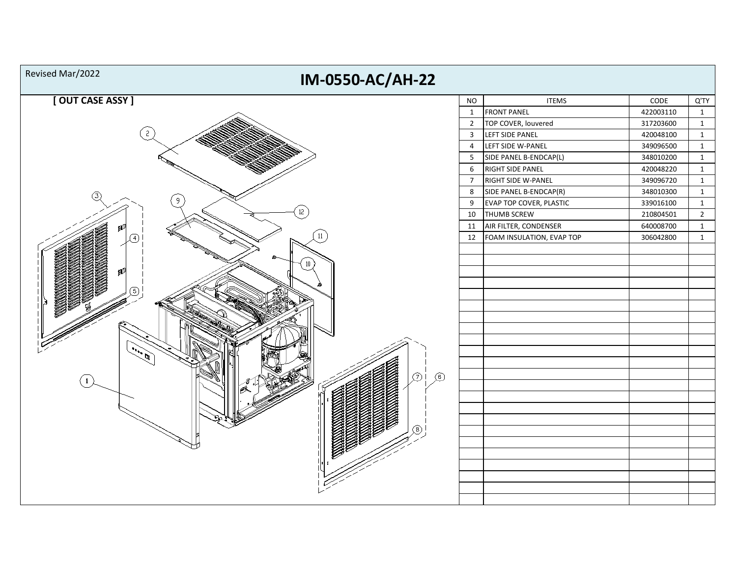Revised Mar/2022

# IM-0550-AC/AH-22

## [ OUT CASE ASSY ]

| NO | ITEMS | CODE | Q'TY |
|---|---|---|---|
| 1 | FRONT PANEL | 422003110 | 1 |
| 2 | TOP COVER, louvered | 317203600 | 1 |
| 3 | LEFT SIDE PANEL | 420048100 | 1 |
| 4 | LEFT SIDE W-PANEL | 349096500 | 1 |
| 5 | SIDE PANEL B-ENDCAP(L) | 348010200 | 1 |
| 6 | RIGHT SIDE PANEL | 420048220 | 1 |
| 7 | RIGHT SIDE W-PANEL | 349096720 | 1 |
| 8 | SIDE PANEL B-ENDCAP(R) | 348010300 | 1 |
| 9 | EVAP TOP COVER, PLASTIC | 339016100 | 1 |
| 10 | THUMB SCREW | 210804501 | 2 |
| 11 | AIR FILTER, CONDENSER | 640008700 | 1 |
| 12 | FOAM INSULATION, EVAP TOP | 306042800 | 1 |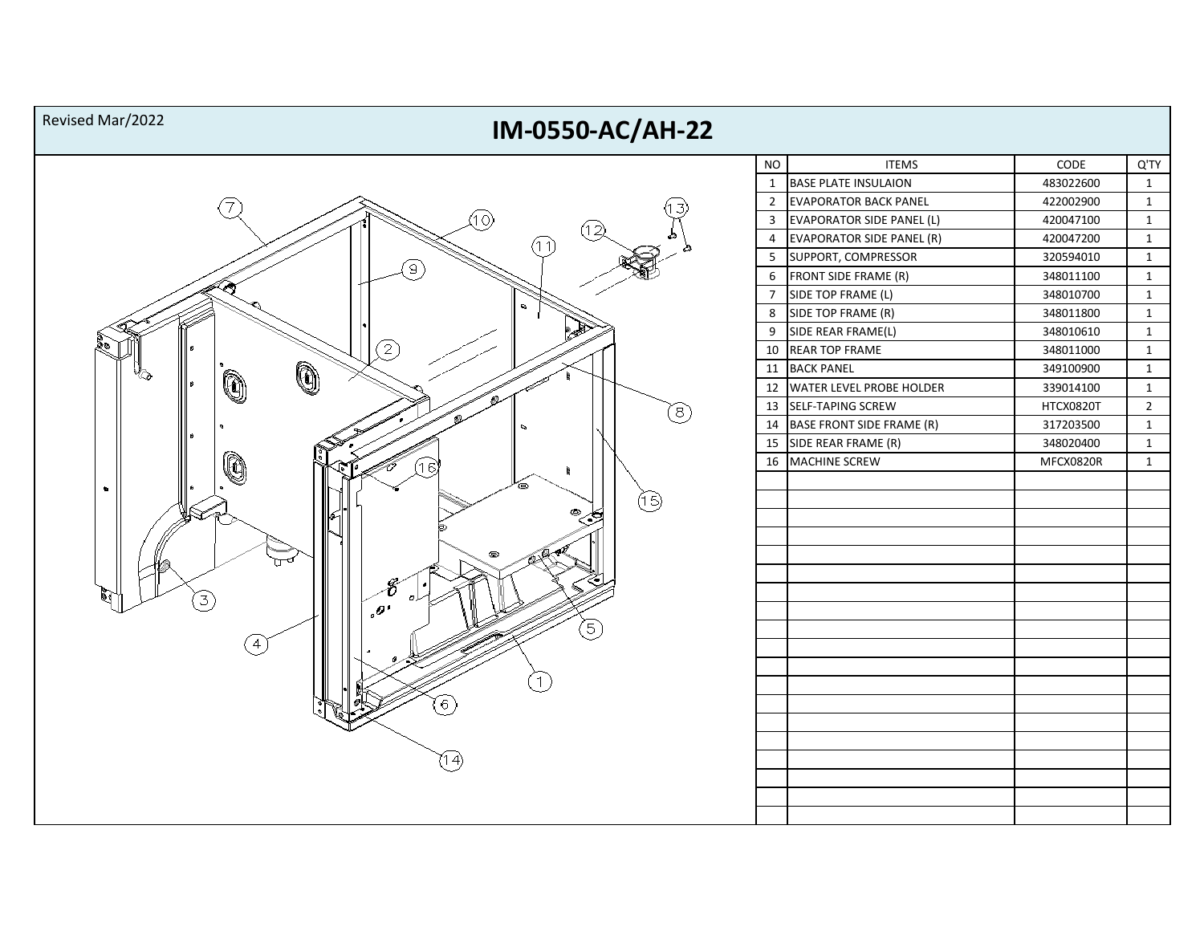Revised Mar/2022

# IM-0550-AC/AH-22

| NO | ITEMS | CODE | Q'TY |
|---|---|---|---|
| 1 | BASE PLATE INSULAION | 483022600 | 1 |
| 2 | EVAPORATOR BACK PANEL | 422002900 | 1 |
| 3 | EVAPORATOR SIDE PANEL (L) | 420047100 | 1 |
| 4 | EVAPORATOR SIDE PANEL (R) | 420047200 | 1 |
| 5 | SUPPORT, COMPRESSOR | 320594010 | 1 |
| 6 | FRONT SIDE FRAME (R) | 348011100 | 1 |
| 7 | SIDE TOP FRAME (L) | 348010700 | 1 |
| 8 | SIDE TOP FRAME (R) | 348011800 | 1 |
| 9 | SIDE REAR FRAME(L) | 348010610 | 1 |
| 10 | REAR TOP FRAME | 348011000 | 1 |
| 11 | BACK PANEL | 349100900 | 1 |
| 12 | WATER LEVEL PROBE HOLDER | 339014100 | 1 |
| 13 | SELF-TAPING SCREW | HTCX0820T | 2 |
| 14 | BASE FRONT SIDE FRAME (R) | 317203500 | 1 |
| 15 | SIDE REAR FRAME (R) | 348020400 | 1 |
| 16 | MACHINE SCREW | MFCX0820R | 1 |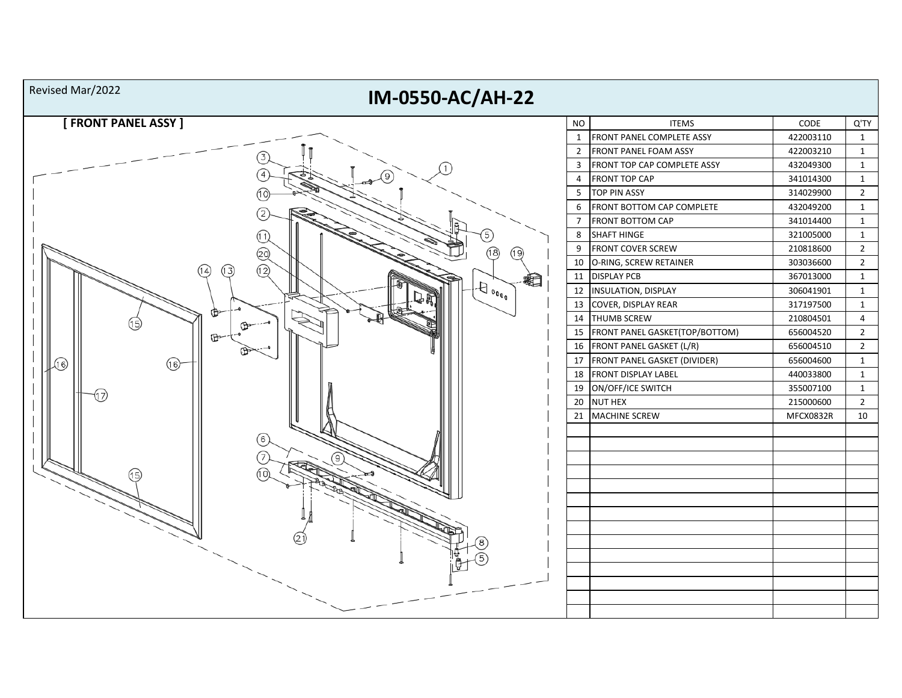Revised Mar/2022

# IM-0550-AC/AH-22

**[ FRONT PANEL ASSY ]**

| NO | ITEMS | CODE | Q'TY |
|---|---|---|---|
| 1 | FRONT PANEL COMPLETE ASSY | 422003110 | 1 |
| 2 | FRONT PANEL FOAM ASSY | 422003210 | 1 |
| 3 | FRONT TOP CAP COMPLETE ASSY | 432049300 | 1 |
| 4 | FRONT TOP CAP | 341014300 | 1 |
| 5 | TOP PIN ASSY | 314029900 | 2 |
| 6 | FRONT BOTTOM CAP COMPLETE | 432049200 | 1 |
| 7 | FRONT BOTTOM CAP | 341014400 | 1 |
| 8 | SHAFT HINGE | 321005000 | 1 |
| 9 | FRONT COVER SCREW | 210818600 | 2 |
| 10 | O-RING, SCREW RETAINER | 303036600 | 2 |
| 11 | DISPLAY PCB | 367013000 | 1 |
| 12 | INSULATION, DISPLAY | 306041901 | 1 |
| 13 | COVER, DISPLAY REAR | 317197500 | 1 |
| 14 | THUMB SCREW | 210804501 | 4 |
| 15 | FRONT PANEL GASKET(TOP/BOTTOM) | 656004520 | 2 |
| 16 | FRONT PANEL GASKET (L/R) | 656004510 | 2 |
| 17 | FRONT PANEL GASKET (DIVIDER) | 656004600 | 1 |
| 18 | FRONT DISPLAY LABEL | 440033800 | 1 |
| 19 | ON/OFF/ICE SWITCH | 355007100 | 1 |
| 20 | NUT HEX | 215000600 | 2 |
| 21 | MACHINE SCREW | MFCX0832R | 10 |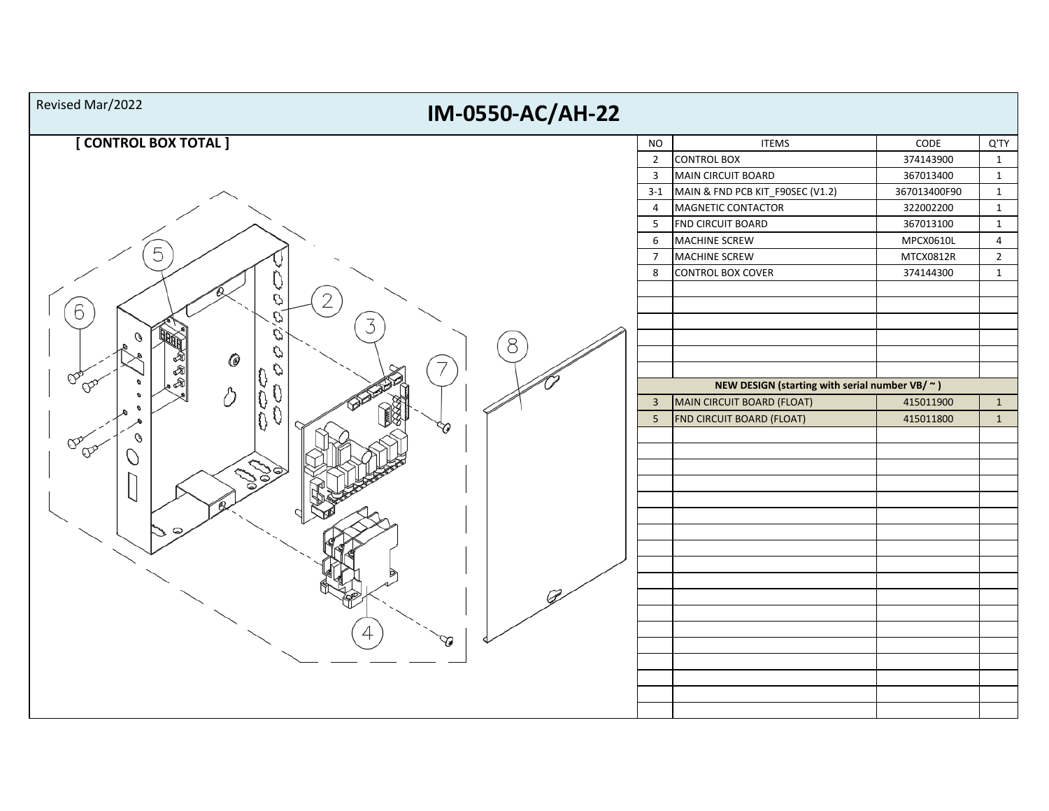Revised Mar/2022

# IM-0550-AC/AH-22

## [ CONTROL BOX TOTAL ]

| NO | ITEMS | CODE | Q'TY |
|---|---|---|---|
| 2 | CONTROL BOX | 374143900 | 1 |
| 3 | MAIN CIRCUIT BOARD | 367013400 | 1 |
| 3-1 | MAIN & FND PCB KIT_F90SEC (V1.2) | 367013400F90 | 1 |
| 4 | MAGNETIC CONTACTOR | 322002200 | 1 |
| 5 | FND CIRCUIT BOARD | 367013100 | 1 |
| 6 | MACHINE SCREW | MPCX0610L | 4 |
| 7 | MACHINE SCREW | MTCX0812R | 2 |
| 8 | CONTROL BOX COVER | 374144300 | 1 |
| **NEW DESIGN (starting with serial number VB/ ~ )** | | | |
| 3 | MAIN CIRCUIT BOARD (FLOAT) | 415011900 | 1 |
| 5 | FND CIRCUIT BOARD (FLOAT) | 415011800 | 1 |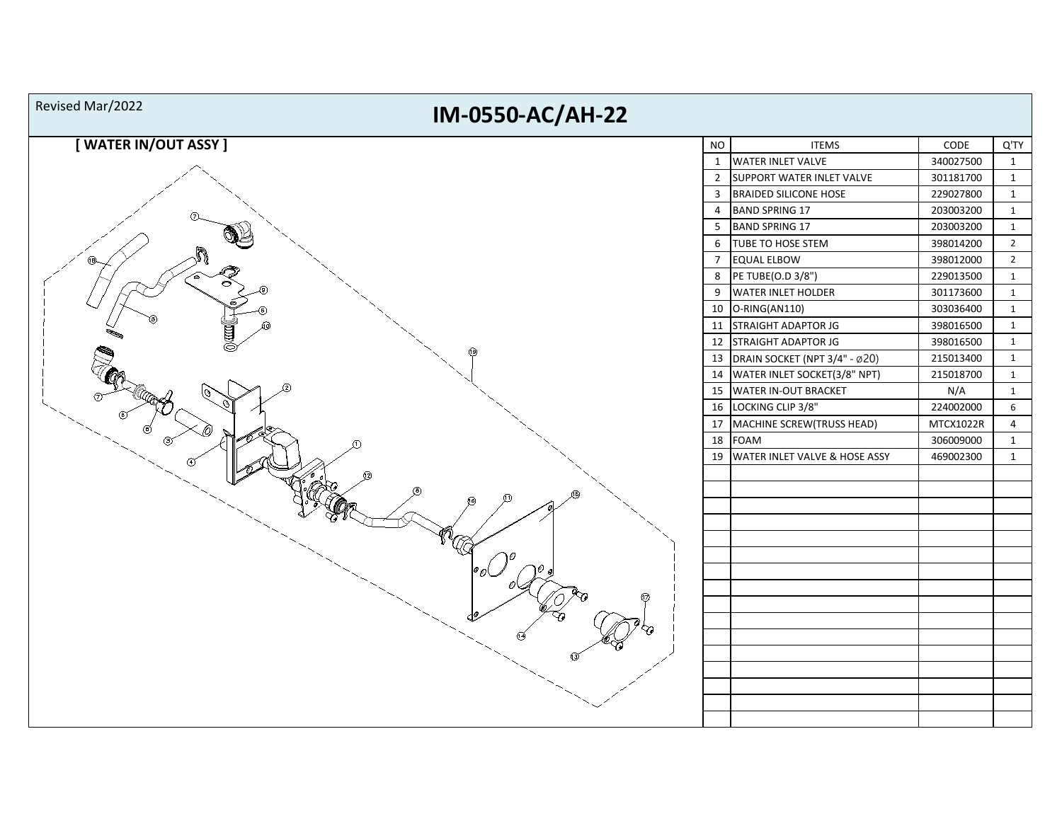Revised Mar/2022

# IM-0550-AC/AH-22

## [ WATER IN/OUT ASSY ]

| NO | ITEMS | CODE | Q'TY |
|---|---|---|---|
| 1 | WATER INLET VALVE | 340027500 | 1 |
| 2 | SUPPORT WATER INLET VALVE | 301181700 | 1 |
| 3 | BRAIDED SILICONE HOSE | 229027800 | 1 |
| 4 | BAND SPRING 17 | 203003200 | 1 |
| 5 | BAND SPRING 17 | 203003200 | 1 |
| 6 | TUBE TO HOSE STEM | 398014200 | 2 |
| 7 | EQUAL ELBOW | 398012000 | 2 |
| 8 | PE TUBE(O.D 3/8") | 229013500 | 1 |
| 9 | WATER INLET HOLDER | 301173600 | 1 |
| 10 | O-RING(AN110) | 303036400 | 1 |
| 11 | STRAIGHT ADAPTOR JG | 398016500 | 1 |
| 12 | STRAIGHT ADAPTOR JG | 398016500 | 1 |
| 13 | DRAIN SOCKET (NPT 3/4" - ⌀20) | 215013400 | 1 |
| 14 | WATER INLET SOCKET(3/8" NPT) | 215018700 | 1 |
| 15 | WATER IN-OUT BRACKET | N/A | 1 |
| 16 | LOCKING CLIP 3/8" | 224002000 | 6 |
| 17 | MACHINE SCREW(TRUSS HEAD) | MTCX1022R | 4 |
| 18 | FOAM | 306009000 | 1 |
| 19 | WATER INLET VALVE & HOSE ASSY | 469002300 | 1 |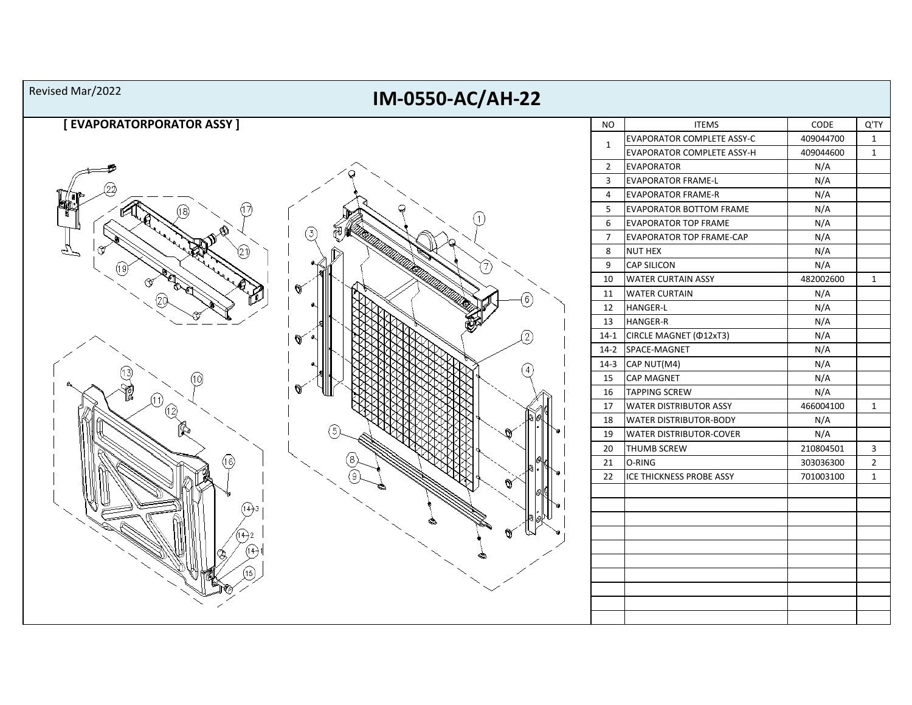Revised Mar/2022

# IM-0550-AC/AH-22

## [ EVAPORATORPORATOR ASSY ]

| NO | ITEMS | CODE | Q'TY |
|---|---|---|---|
| 1 | EVAPORATOR COMPLETE ASSY-C | 409044700 | 1 |
| | EVAPORATOR COMPLETE ASSY-H | 409044600 | 1 |
| 2 | EVAPORATOR | N/A | |
| 3 | EVAPORATOR FRAME-L | N/A | |
| 4 | EVAPORATOR FRAME-R | N/A | |
| 5 | EVAPORATOR BOTTOM FRAME | N/A | |
| 6 | EVAPORATOR TOP FRAME | N/A | |
| 7 | EVAPORATOR TOP FRAME-CAP | N/A | |
| 8 | NUT HEX | N/A | |
| 9 | CAP SILICON | N/A | |
| 10 | WATER CURTAIN ASSY | 482002600 | 1 |
| 11 | WATER CURTAIN | N/A | |
| 12 | HANGER-L | N/A | |
| 13 | HANGER-R | N/A | |
| 14-1 | CIRCLE MAGNET (Φ12xT3) | N/A | |
| 14-2 | SPACE-MAGNET | N/A | |
| 14-3 | CAP NUT(M4) | N/A | |
| 15 | CAP MAGNET | N/A | |
| 16 | TAPPING SCREW | N/A | |
| 17 | WATER DISTRIBUTOR ASSY | 466004100 | 1 |
| 18 | WATER DISTRIBUTOR-BODY | N/A | |
| 19 | WATER DISTRIBUTOR-COVER | N/A | |
| 20 | THUMB SCREW | 210804501 | 3 |
| 21 | O-RING | 303036300 | 2 |
| 22 | ICE THICKNESS PROBE ASSY | 701003100 | 1 |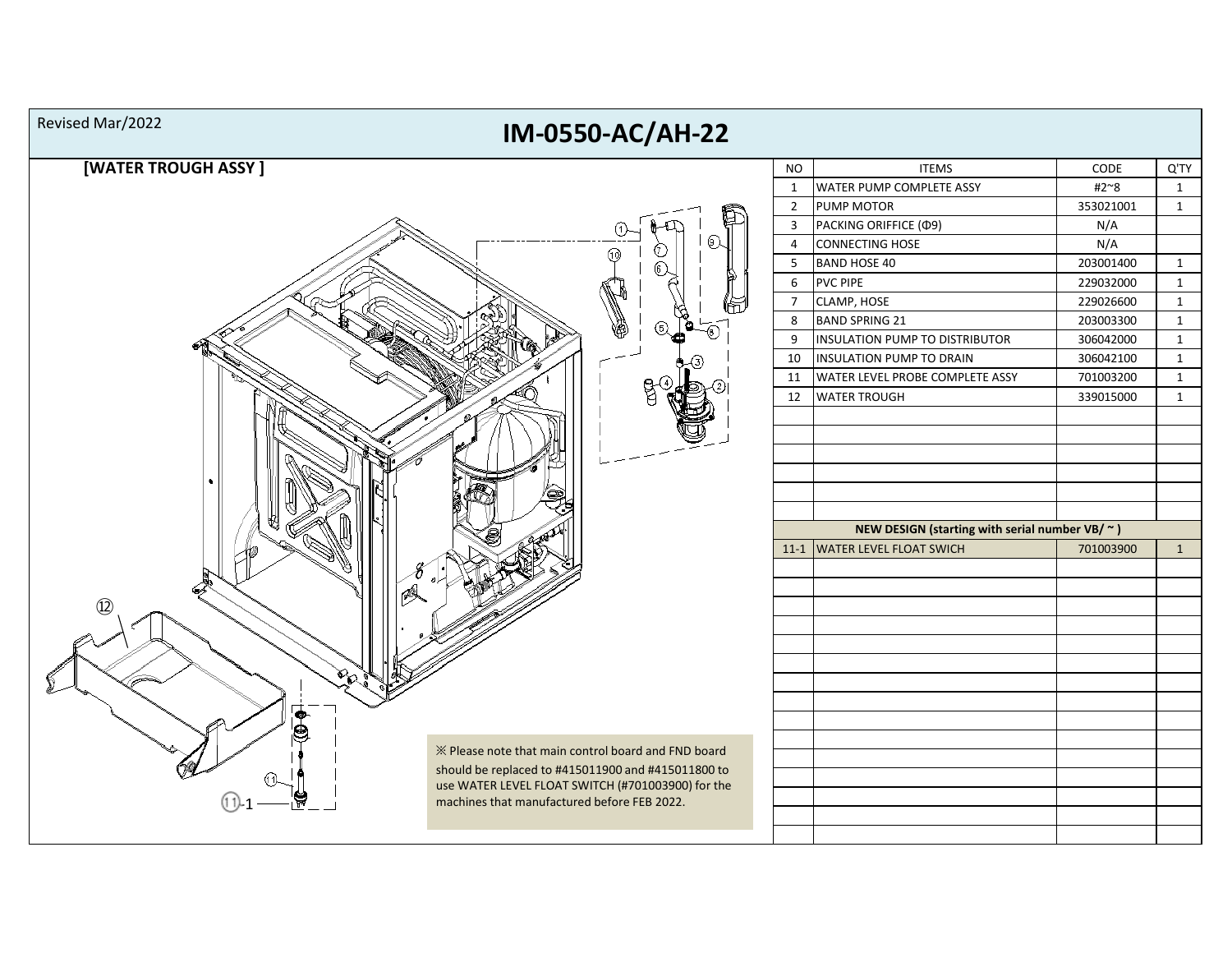Revised Mar/2022

# IM-0550-AC/AH-22

## [WATER TROUGH ASSY ]

| NO | ITEMS | CODE | Q'TY |
|---|---|---|---|
| 1 | WATER PUMP COMPLETE ASSY | #2~8 | 1 |
| 2 | PUMP MOTOR | 353021001 | 1 |
| 3 | PACKING ORIFFICE (Φ9) | N/A | |
| 4 | CONNECTING HOSE | N/A | |
| 5 | BAND HOSE 40 | 203001400 | 1 |
| 6 | PVC PIPE | 229032000 | 1 |
| 7 | CLAMP, HOSE | 229026600 | 1 |
| 8 | BAND SPRING 21 | 203003300 | 1 |
| 9 | INSULATION PUMP TO DISTRIBUTOR | 306042000 | 1 |
| 10 | INSULATION PUMP TO DRAIN | 306042100 | 1 |
| 11 | WATER LEVEL PROBE COMPLETE ASSY | 701003200 | 1 |
| 12 | WATER TROUGH | 339015000 | 1 |
| | **NEW DESIGN (starting with serial number VB/ ~ )** | | |
| 11-1 | WATER LEVEL FLOAT SWICH | 701003900 | 1 |

※ Please note that main control board and FND board should be replaced to #415011900 and #415011800 to use WATER LEVEL FLOAT SWITCH (#701003900) for the machines that manufactured before FEB 2022.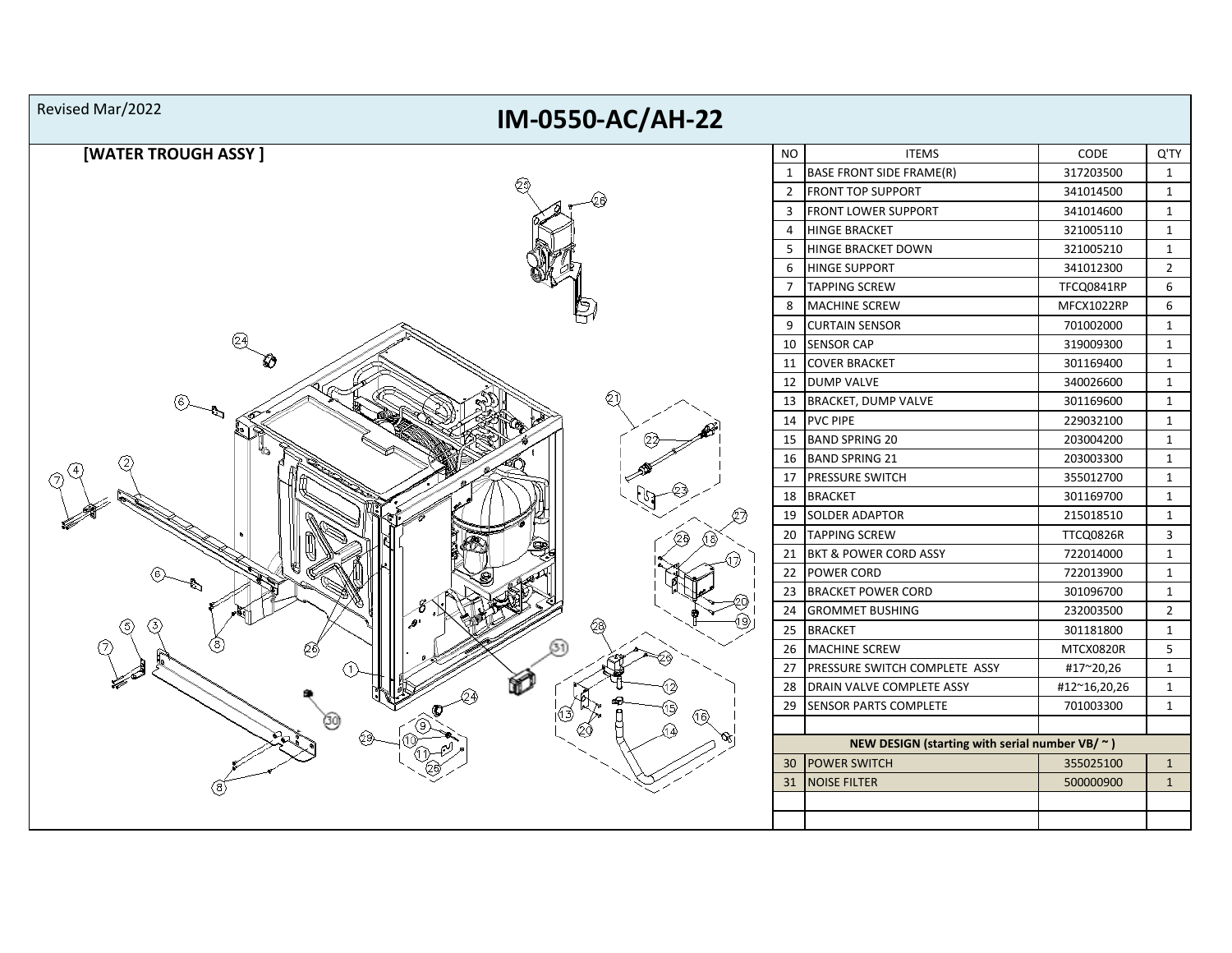Revised Mar/2022

# IM-0550-AC/AH-22

## [WATER TROUGH ASSY ]

| NO | ITEMS | CODE | Q'TY |
|---|---|---|---|
| 1 | BASE FRONT SIDE FRAME(R) | 317203500 | 1 |
| 2 | FRONT TOP SUPPORT | 341014500 | 1 |
| 3 | FRONT LOWER SUPPORT | 341014600 | 1 |
| 4 | HINGE BRACKET | 321005110 | 1 |
| 5 | HINGE BRACKET DOWN | 321005210 | 1 |
| 6 | HINGE SUPPORT | 341012300 | 2 |
| 7 | TAPPING SCREW | TFCQ0841RP | 6 |
| 8 | MACHINE SCREW | MFCX1022RP | 6 |
| 9 | CURTAIN SENSOR | 701002000 | 1 |
| 10 | SENSOR CAP | 319009300 | 1 |
| 11 | COVER BRACKET | 301169400 | 1 |
| 12 | DUMP VALVE | 340026600 | 1 |
| 13 | BRACKET, DUMP VALVE | 301169600 | 1 |
| 14 | PVC PIPE | 229032100 | 1 |
| 15 | BAND SPRING 20 | 203004200 | 1 |
| 16 | BAND SPRING 21 | 203003300 | 1 |
| 17 | PRESSURE SWITCH | 355012700 | 1 |
| 18 | BRACKET | 301169700 | 1 |
| 19 | SOLDER ADAPTOR | 215018510 | 1 |
| 20 | TAPPING SCREW | TTCQ0826R | 3 |
| 21 | BKT & POWER CORD ASSY | 722014000 | 1 |
| 22 | POWER CORD | 722013900 | 1 |
| 23 | BRACKET POWER CORD | 301096700 | 1 |
| 24 | GROMMET BUSHING | 232003500 | 2 |
| 25 | BRACKET | 301181800 | 1 |
| 26 | MACHINE SCREW | MTCX0820R | 5 |
| 27 | PRESSURE SWITCH COMPLETE ASSY | #17~20,26 | 1 |
| 28 | DRAIN VALVE COMPLETE ASSY | #12~16,20,26 | 1 |
| 29 | SENSOR PARTS COMPLETE | 701003300 | 1 |
| | | | |
| | **NEW DESIGN (starting with serial number VB/ ~ )** | | |
| 30 | POWER SWITCH | 355025100 | 1 |
| 31 | NOISE FILTER | 500000900 | 1 |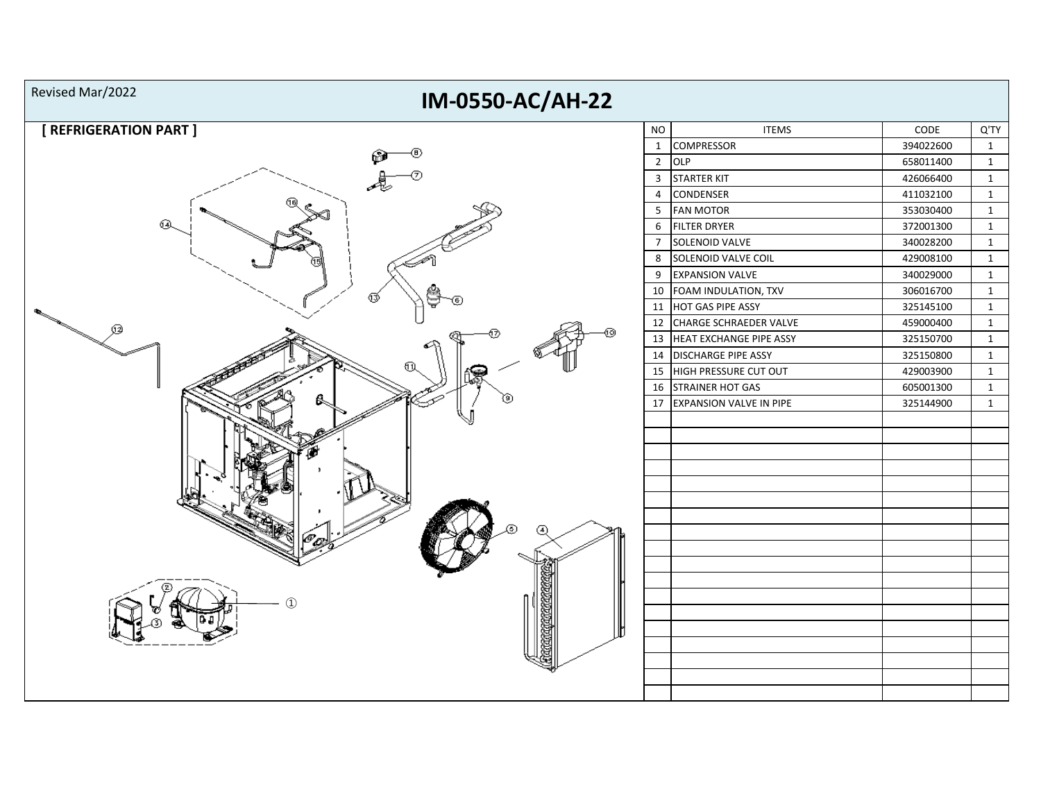Revised Mar/2022

# IM-0550-AC/AH-22

## [ REFRIGERATION PART ]

| NO | ITEMS | CODE | Q'TY |
|---|---|---|---|
| 1 | COMPRESSOR | 394022600 | 1 |
| 2 | OLP | 658011400 | 1 |
| 3 | STARTER KIT | 426066400 | 1 |
| 4 | CONDENSER | 411032100 | 1 |
| 5 | FAN MOTOR | 353030400 | 1 |
| 6 | FILTER DRYER | 372001300 | 1 |
| 7 | SOLENOID VALVE | 340028200 | 1 |
| 8 | SOLENOID VALVE COIL | 429008100 | 1 |
| 9 | EXPANSION VALVE | 340029000 | 1 |
| 10 | FOAM INDULATION, TXV | 306016700 | 1 |
| 11 | HOT GAS PIPE ASSY | 325145100 | 1 |
| 12 | CHARGE SCHRAEDER VALVE | 459000400 | 1 |
| 13 | HEAT EXCHANGE PIPE ASSY | 325150700 | 1 |
| 14 | DISCHARGE PIPE ASSY | 325150800 | 1 |
| 15 | HIGH PRESSURE CUT OUT | 429003900 | 1 |
| 16 | STRAINER HOT GAS | 605001300 | 1 |
| 17 | EXPANSION VALVE IN PIPE | 325144900 | 1 |